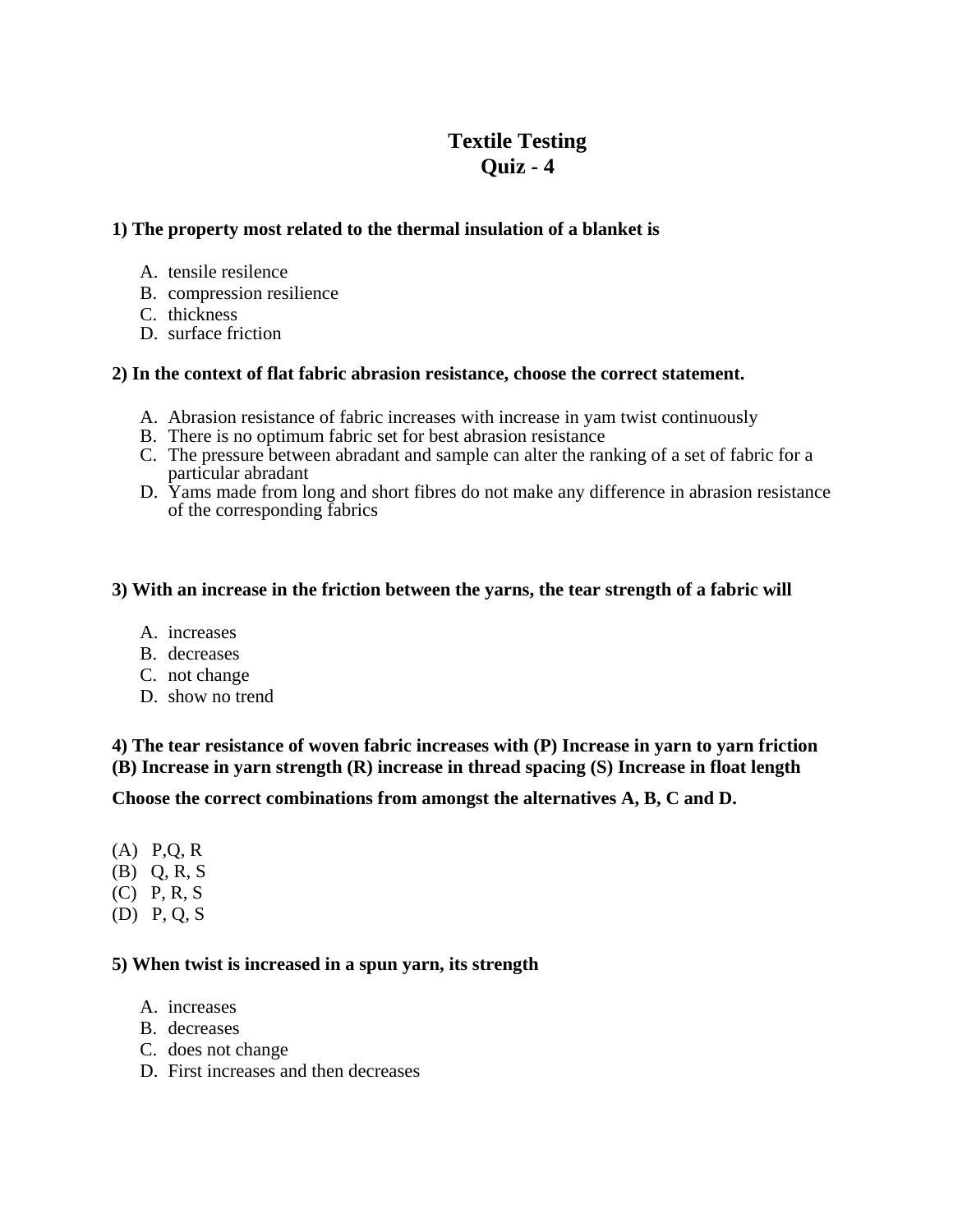# Textile Testing
## Quiz - 4

**1) The property most related to the thermal insulation of a blanket is**

A. tensile resilence
B. compression resilience
C. thickness
D. surface friction

**2) In the context of flat fabric abrasion resistance, choose the correct statement.**

A. Abrasion resistance of fabric increases with increase in yam twist continuously
B. There is no optimum fabric set for best abrasion resistance
C. The pressure between abradant and sample can alter the ranking of a set of fabric for a particular abradant
D. Yams made from long and short fibres do not make any difference in abrasion resistance of the corresponding fabrics

**3) With an increase in the friction between the yarns, the tear strength of a fabric will**

A. increases
B. decreases
C. not change
D. show no trend

**4) The tear resistance of woven fabric increases with (P) Increase in yarn to yarn friction (B) Increase in yarn strength (R) increase in thread spacing (S) Increase in float length**

**Choose the correct combinations from amongst the alternatives A, B, C and D.**

(A) P,Q, R
(B) Q, R, S
(C) P, R, S
(D) P, Q, S

**5) When twist is increased in a spun yarn, its strength**

A. increases
B. decreases
C. does not change
D. First increases and then decreases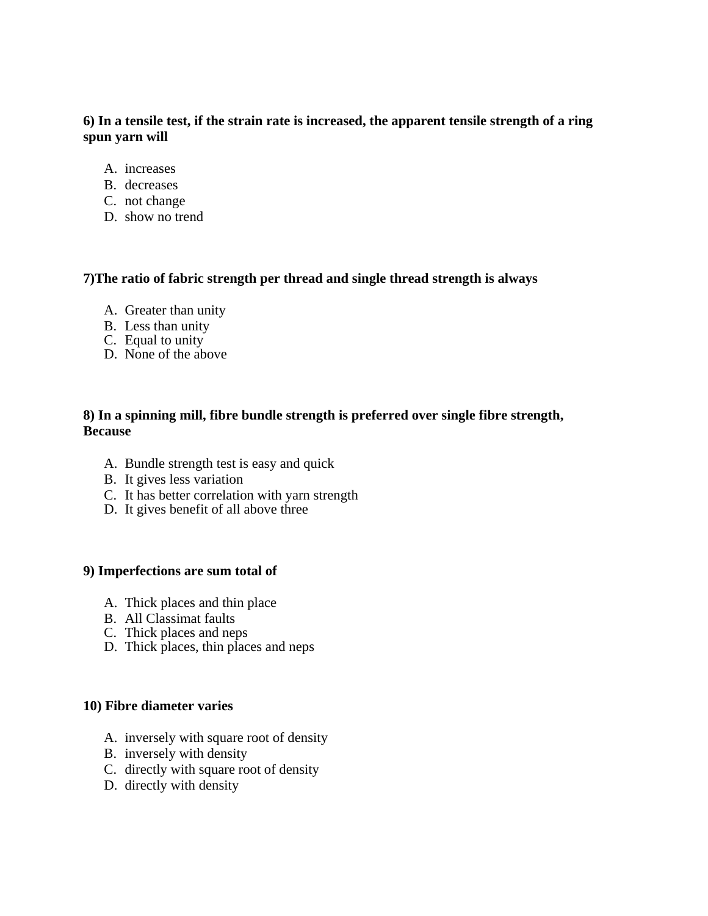**6) In a tensile test, if the strain rate is increased, the apparent tensile strength of a ring spun yarn will**

A. increases
B. decreases
C. not change
D. show no trend

**7)The ratio of fabric strength per thread and single thread strength is always**

A. Greater than unity
B. Less than unity
C. Equal to unity
D. None of the above

**8) In a spinning mill, fibre bundle strength is preferred over single fibre strength, Because**

A. Bundle strength test is easy and quick
B. It gives less variation
C. It has better correlation with yarn strength
D. It gives benefit of all above three

**9) Imperfections are sum total of**

A. Thick places and thin place
B. All Classimat faults
C. Thick places and neps
D. Thick places, thin places and neps

**10) Fibre diameter varies**

A. inversely with square root of density
B. inversely with density
C. directly with square root of density
D. directly with density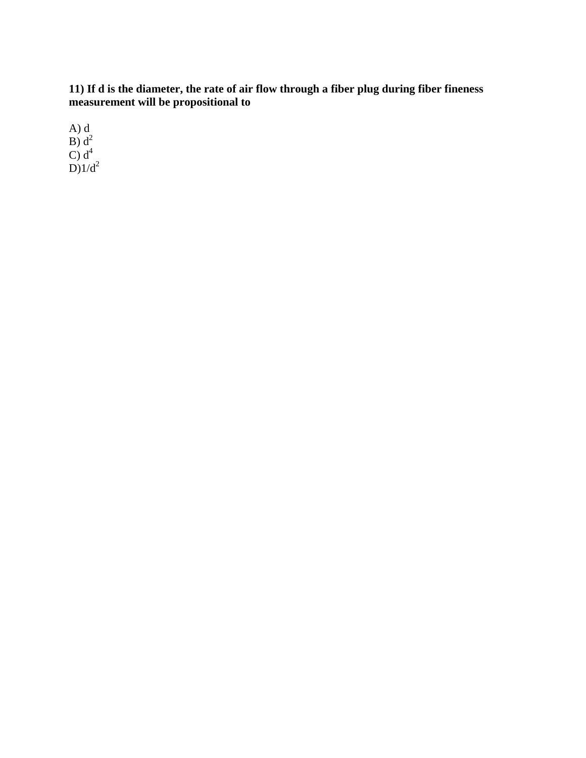**11) If d is the diameter, the rate of air flow through a fiber plug during fiber fineness measurement will be propositional to**

A) d  
B) $d^2$  
C) $d^4$  
D)$1/d^2$